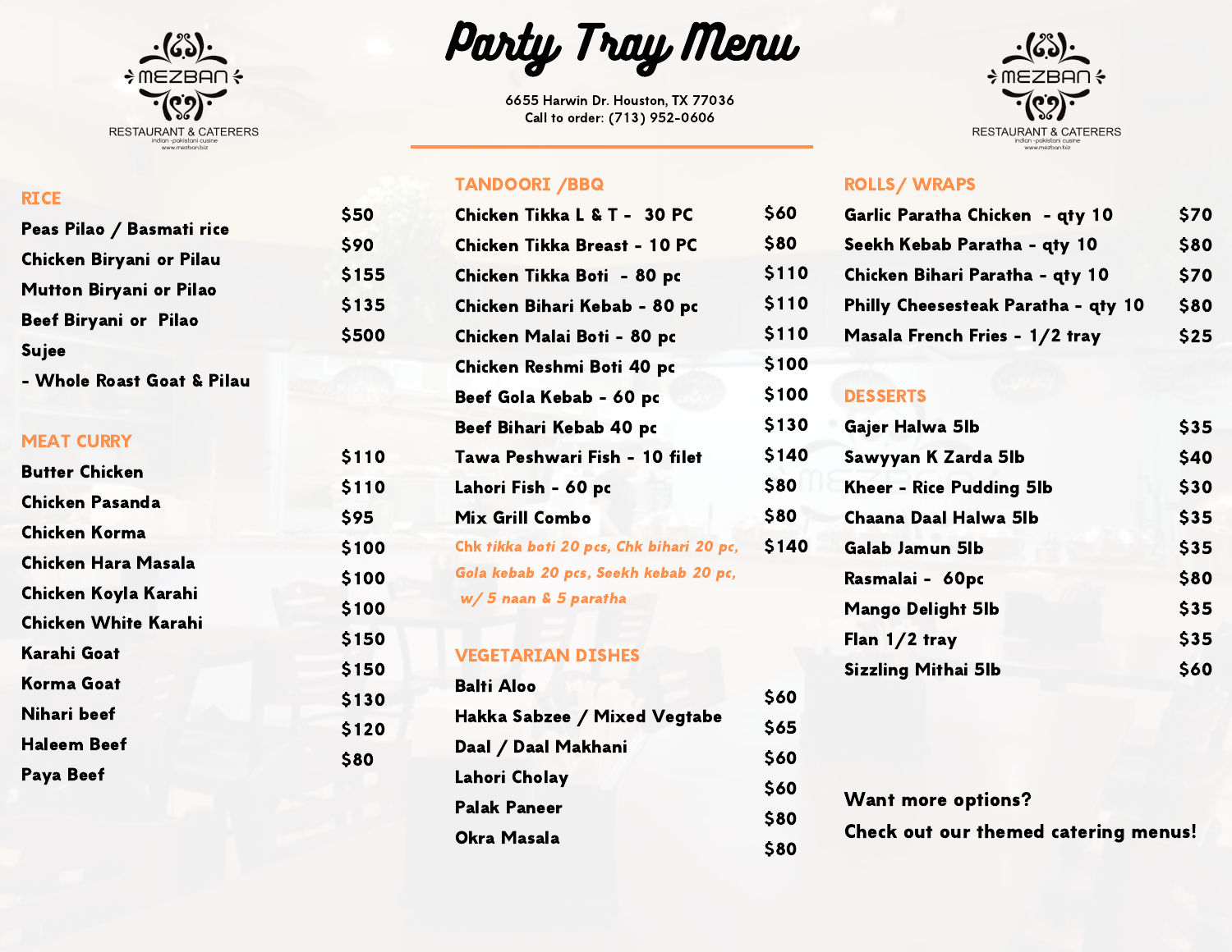# Party Tray Menu

**MEZBAN RESTAURANT & CATERERS**
indian-pakistani cuisine
www.mezban.biz

6655 Harwin Dr. Houston, TX 77036
Call to order: (713) 952-0606

## RICE

| Item | Price |
|---|---|
| Peas Pilao / Basmati rice | $50 |
| Chicken Biryani or Pilau | $90 |
| Mutton Biryani or Pilao | $155 |
| Beef Biryani or Pilao | $135 |
| Sujee - Whole Roast Goat & Pilau | $500 |

## MEAT CURRY

| Item | Price |
|---|---|
| Butter Chicken | $110 |
| Chicken Pasanda | $110 |
| Chicken Korma | $95 |
| Chicken Hara Masala | $100 |
| Chicken Koyla Karahi | $100 |
| Chicken White Karahi | $100 |
| Karahi Goat | $150 |
| Korma Goat | $150 |
| Nihari beef | $130 |
| Haleem Beef | $120 |
| Paya Beef | $80 |

## TANDOORI /BBQ

| Item | Price |
|---|---|
| Chicken Tikka L & T - 30 PC | $60 |
| Chicken Tikka Breast - 10 PC | $80 |
| Chicken Tikka Boti - 80 pc | $110 |
| Chicken Bihari Kebab - 80 pc | $110 |
| Chicken Malai Boti - 80 pc | $110 |
| Chicken Reshmi Boti 40 pc | $100 |
| Beef Gola Kebab - 60 pc | $100 |
| Beef Bihari Kebab 40 pc | $130 |
| Tawa Peshwari Fish - 10 filet | $140 |
| Lahori Fish - 60 pc | $80 |
| Mix Grill Combo | $80 |
| *Chk tikka boti 20 pcs, Chk bihari 20 pc, Gola kebab 20 pcs, Seekh kebab 20 pc, w/ 5 naan & 5 paratha* | $140 |

## VEGETARIAN DISHES

| Item | Price |
|---|---|
| Balti Aloo | $60 |
| Hakka Sabzee / Mixed Vegtabe | $65 |
| Daal / Daal Makhani | $60 |
| Lahori Cholay | $60 |
| Palak Paneer | $80 |
| Okra Masala | $80 |

## ROLLS/ WRAPS

| Item | Price |
|---|---|
| Garlic Paratha Chicken - qty 10 | $70 |
| Seekh Kebab Paratha - qty 10 | $80 |
| Chicken Bihari Paratha - qty 10 | $70 |
| Philly Cheesesteak Paratha - qty 10 | $80 |
| Masala French Fries - 1/2 tray | $25 |

## DESSERTS

| Item | Price |
|---|---|
| Gajer Halwa 5lb | $35 |
| Sawyyan K Zarda 5lb | $40 |
| Kheer - Rice Pudding 5lb | $30 |
| Chaana Daal Halwa 5lb | $35 |
| Galab Jamun 5lb | $35 |
| Rasmalai - 60pc | $80 |
| Mango Delight 5lb | $35 |
| Flan 1/2 tray | $35 |
| Sizzling Mithai 5lb | $60 |

**Want more options?**

**Check out our themed catering menus!**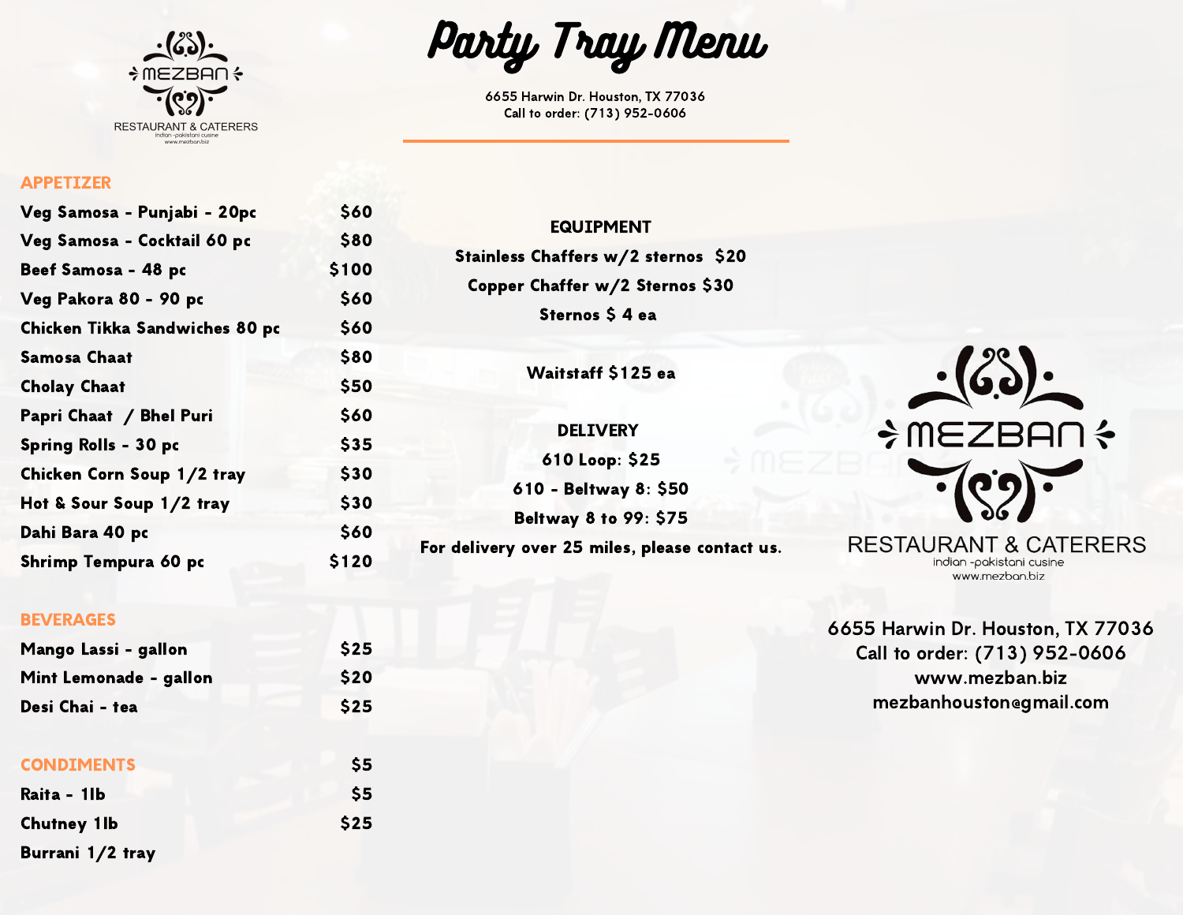MEZBAN
RESTAURANT & CATERERS
indian -pakistani cusine
www.mezban.biz

# Party Tray Menu

6655 Harwin Dr. Houston, TX 77036
Call to order: (713) 952-0606

## APPETIZER

| | |
|---|---|
| Veg Samosa - Punjabi - 20pc | $60 |
| Veg Samosa - Cocktail 60 pc | $80 |
| Beef Samosa - 48 pc | $100 |
| Veg Pakora 80 - 90 pc | $60 |
| Chicken Tikka Sandwiches 80 pc | $60 |
| Samosa Chaat | $80 |
| Cholay Chaat | $50 |
| Papri Chaat / Bhel Puri | $60 |
| Spring Rolls - 30 pc | $35 |
| Chicken Corn Soup 1/2 tray | $30 |
| Hot & Sour Soup 1/2 tray | $30 |
| Dahi Bara 40 pc | $60 |
| Shrimp Tempura 60 pc | $120 |

## BEVERAGES

| | |
|---|---|
| Mango Lassi - gallon | $25 |
| Mint Lemonade - gallon | $20 |
| Desi Chai - tea | $25 |

## CONDIMENTS

| | |
|---|---|
| CONDIMENTS | $5 |
| Raita - 1lb | $5 |
| Chutney 1lb | $25 |
| Burrani 1/2 tray | |

## EQUIPMENT

Stainless Chaffers w/2 sternos $20

Copper Chaffer w/2 Sternos $30

Sternos $ 4 ea

Waitstaff $125 ea

## DELIVERY

610 Loop: $25

610 - Beltway 8: $50

Beltway 8 to 99: $75

For delivery over 25 miles, please contact us.

MEZBAN
RESTAURANT & CATERERS
indian -pakistani cusine
www.mezban.biz

6655 Harwin Dr. Houston, TX 77036
Call to order: (713) 952-0606
www.mezban.biz
mezbanhouston@gmail.com